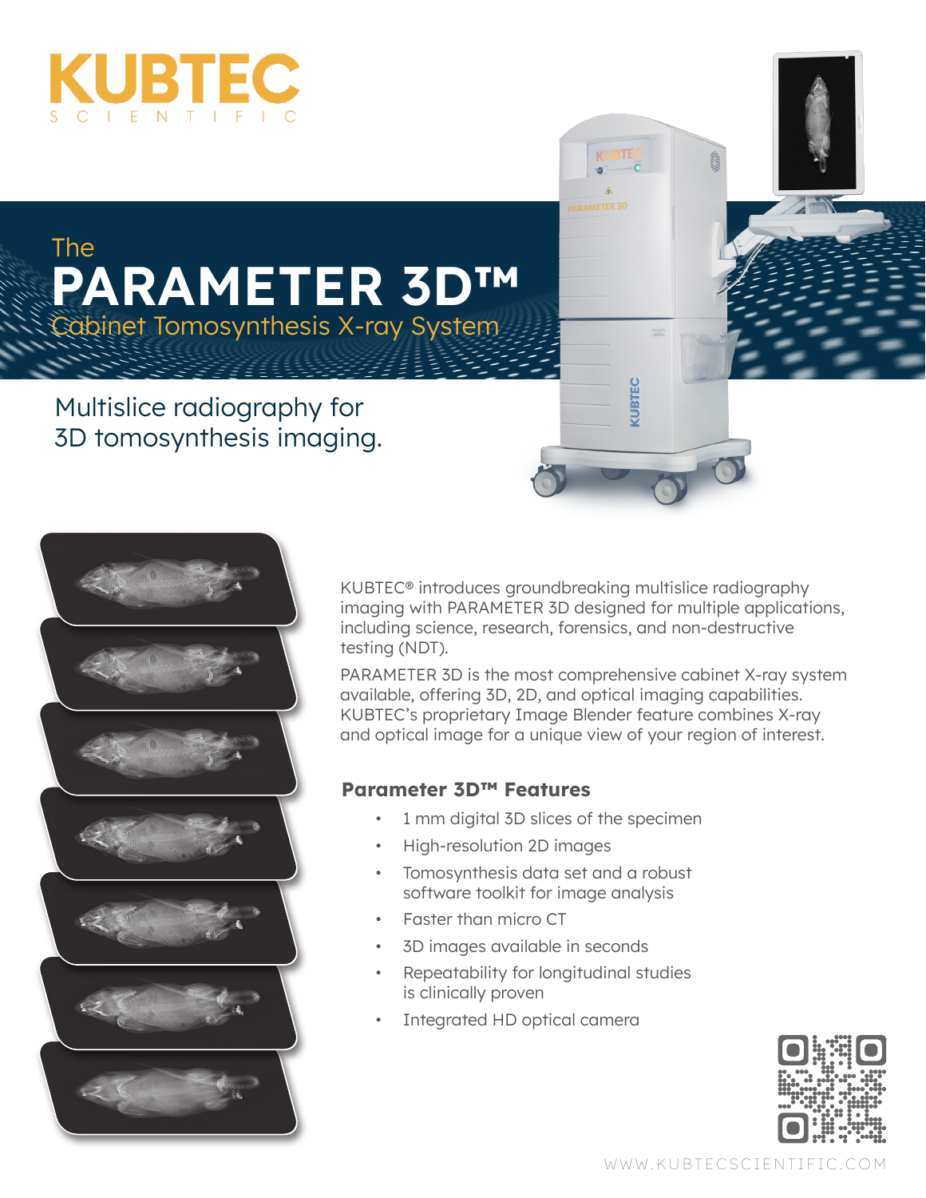# KUBTEC

SCIENTIFIC

The

# PARAMETER 3D™

## Cabinet Tomosynthesis X-ray System

Multislice radiography for 3D tomosynthesis imaging.

KUBTEC® introduces groundbreaking multislice radiography imaging with PARAMETER 3D designed for multiple applications, including science, research, forensics, and non-destructive testing (NDT).

PARAMETER 3D is the most comprehensive cabinet X-ray system available, offering 3D, 2D, and optical imaging capabilities. KUBTEC's proprietary Image Blender feature combines X-ray and optical image for a unique view of your region of interest.

### Parameter 3D™ Features

- 1 mm digital 3D slices of the specimen
- High-resolution 2D images
- Tomosynthesis data set and a robust software toolkit for image analysis
- Faster than micro CT
- 3D images available in seconds
- Repeatability for longitudinal studies is clinically proven
- Integrated HD optical camera

WWW.KUBTECSCIENTIFIC.COM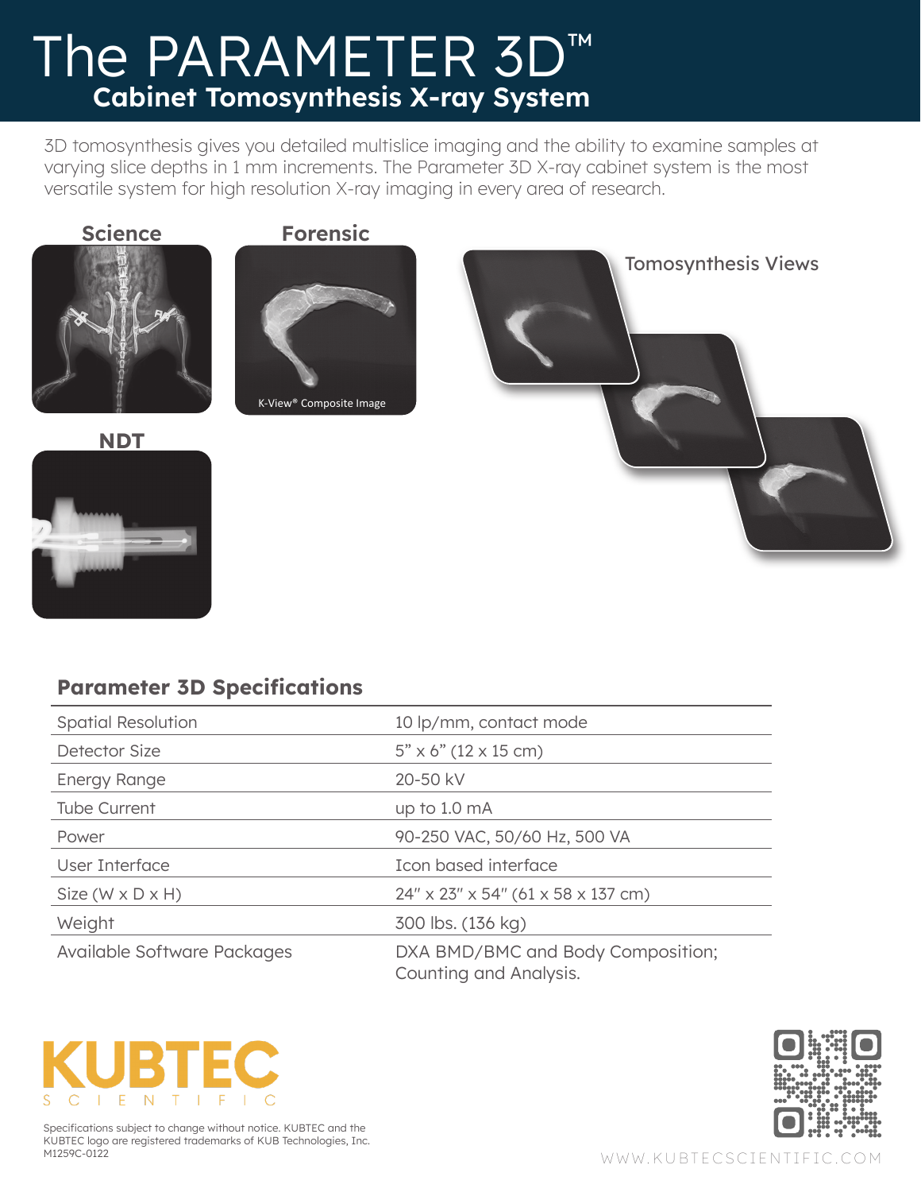# The PARAMETER 3D™

## Cabinet Tomosynthesis X-ray System

3D tomosynthesis gives you detailed multislice imaging and the ability to examine samples at varying slice depths in 1 mm increments. The Parameter 3D X-ray cabinet system is the most versatile system for high resolution X-ray imaging in every area of research.

Science

Forensic

K-View® Composite Image

Tomosynthesis Views

NDT

## Parameter 3D Specifications

| | |
|---|---|
| Spatial Resolution | 10 lp/mm, contact mode |
| Detector Size | 5" x 6" (12 x 15 cm) |
| Energy Range | 20-50 kV |
| Tube Current | up to 1.0 mA |
| Power | 90-250 VAC, 50/60 Hz, 500 VA |
| User Interface | Icon based interface |
| Size (W x D x H) | 24" x 23" x 54" (61 x 58 x 137 cm) |
| Weight | 300 lbs. (136 kg) |
| Available Software Packages | DXA BMD/BMC and Body Composition; Counting and Analysis. |

KUBTEC SCIENTIFIC

Specifications subject to change without notice. KUBTEC and the KUBTEC logo are registered trademarks of KUB Technologies, Inc.
M1259C-0122

WWW.KUBTECSCIENTIFIC.COM